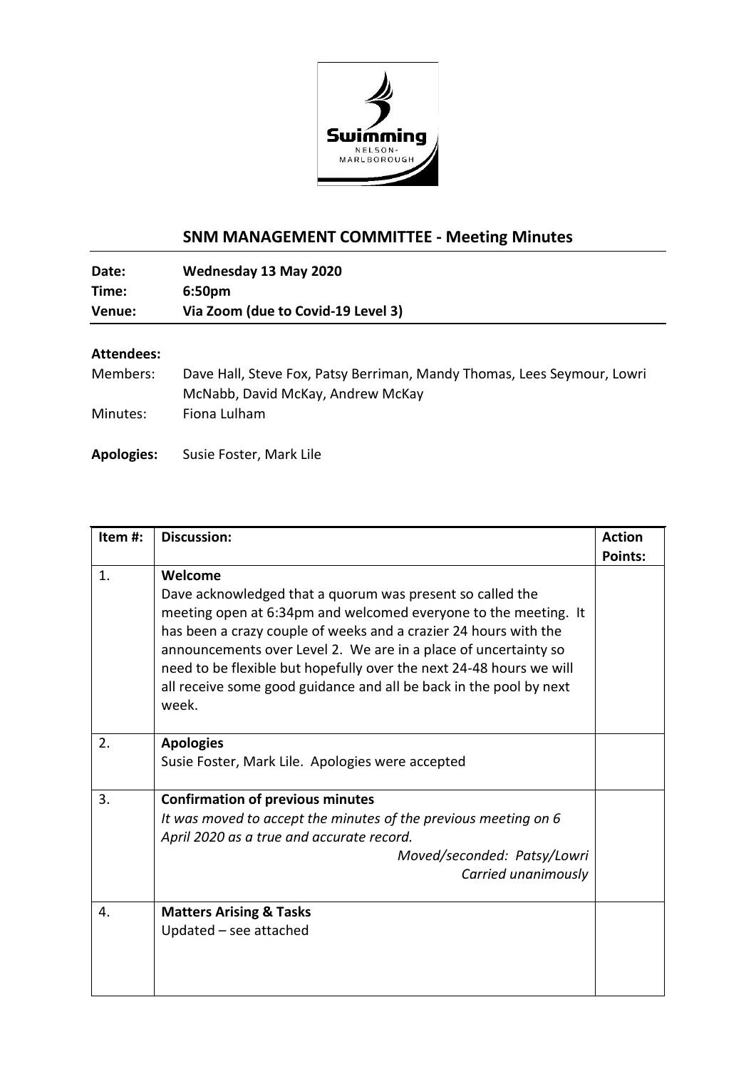## SNM MANAGEMENT COMMITTEE - Meeting Minutes

**Date:** Wednesday 13 May 2020
**Time:** 6:50pm
**Venue:** Via Zoom (due to Covid-19 Level 3)

**Attendees:**

Members: Dave Hall, Steve Fox, Patsy Berriman, Mandy Thomas, Lees Seymour, Lowri McNabb, David McKay, Andrew McKay

Minutes: Fiona Lulham

**Apologies:** Susie Foster, Mark Lile

| Item #: | Discussion: | Action Points: |
|---|---|---|
| 1. | **Welcome**<br>Dave acknowledged that a quorum was present so called the meeting open at 6:34pm and welcomed everyone to the meeting. It has been a crazy couple of weeks and a crazier 24 hours with the announcements over Level 2. We are in a place of uncertainty so need to be flexible but hopefully over the next 24-48 hours we will all receive some good guidance and all be back in the pool by next week. | |
| 2. | **Apologies**<br>Susie Foster, Mark Lile. Apologies were accepted | |
| 3. | **Confirmation of previous minutes**<br>*It was moved to accept the minutes of the previous meeting on 6 April 2020 as a true and accurate record.*<br>*Moved/seconded: Patsy/Lowri*<br>*Carried unanimously* | |
| 4. | **Matters Arising & Tasks**<br>Updated – see attached | |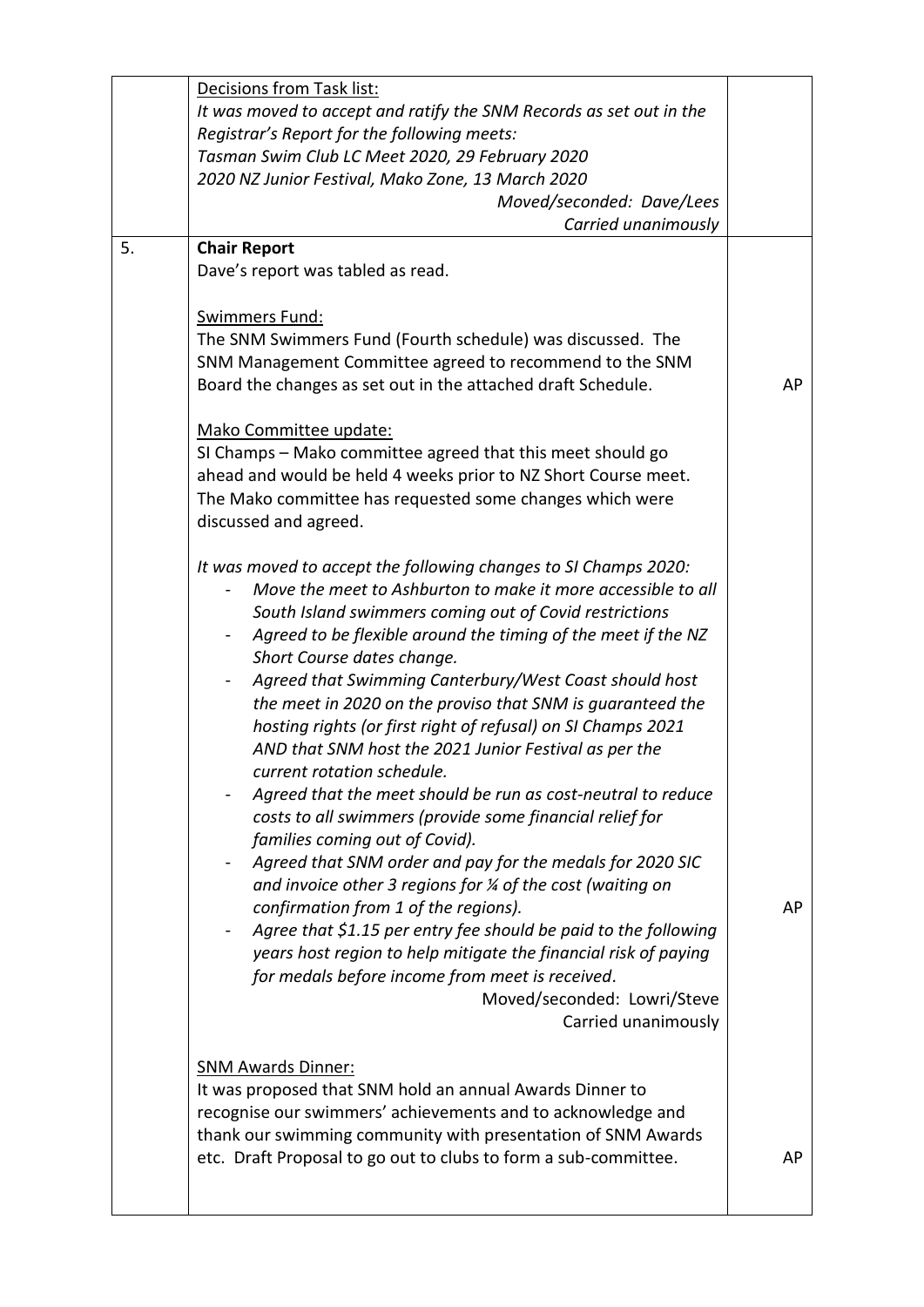| | | |
|---|---|---|
| | <u>Decisions from Task list:</u><br>*It was moved to accept and ratify the SNM Records as set out in the Registrar's Report for the following meets:*<br>*Tasman Swim Club LC Meet 2020, 29 February 2020*<br>*2020 NZ Junior Festival, Mako Zone, 13 March 2020*<br>*Moved/seconded: Dave/Lees*<br>*Carried unanimously* | |
| 5. | **Chair Report**<br>Dave's report was tabled as read.<br><br><u>Swimmers Fund:</u><br>The SNM Swimmers Fund (Fourth schedule) was discussed. The SNM Management Committee agreed to recommend to the SNM Board the changes as set out in the attached draft Schedule. | AP |
| | <u>Mako Committee update:</u><br>SI Champs – Mako committee agreed that this meet should go ahead and would be held 4 weeks prior to NZ Short Course meet. The Mako committee has requested some changes which were discussed and agreed.<br><br>*It was moved to accept the following changes to SI Champs 2020:*<br>- *Move the meet to Ashburton to make it more accessible to all South Island swimmers coming out of Covid restrictions*<br>- *Agreed to be flexible around the timing of the meet if the NZ Short Course dates change.*<br>- *Agreed that Swimming Canterbury/West Coast should host the meet in 2020 on the proviso that SNM is guaranteed the hosting rights (or first right of refusal) on SI Champs 2021 AND that SNM host the 2021 Junior Festival as per the current rotation schedule.*<br>- *Agreed that the meet should be run as cost-neutral to reduce costs to all swimmers (provide some financial relief for families coming out of Covid).*<br>- *Agreed that SNM order and pay for the medals for 2020 SIC and invoice other 3 regions for ¼ of the cost (waiting on confirmation from 1 of the regions).*<br>- *Agree that $1.15 per entry fee should be paid to the following years host region to help mitigate the financial risk of paying for medals before income from meet is received*.<br>Moved/seconded: Lowri/Steve<br>Carried unanimously | AP |
| | <u>SNM Awards Dinner:</u><br>It was proposed that SNM hold an annual Awards Dinner to recognise our swimmers' achievements and to acknowledge and thank our swimming community with presentation of SNM Awards etc. Draft Proposal to go out to clubs to form a sub-committee. | AP |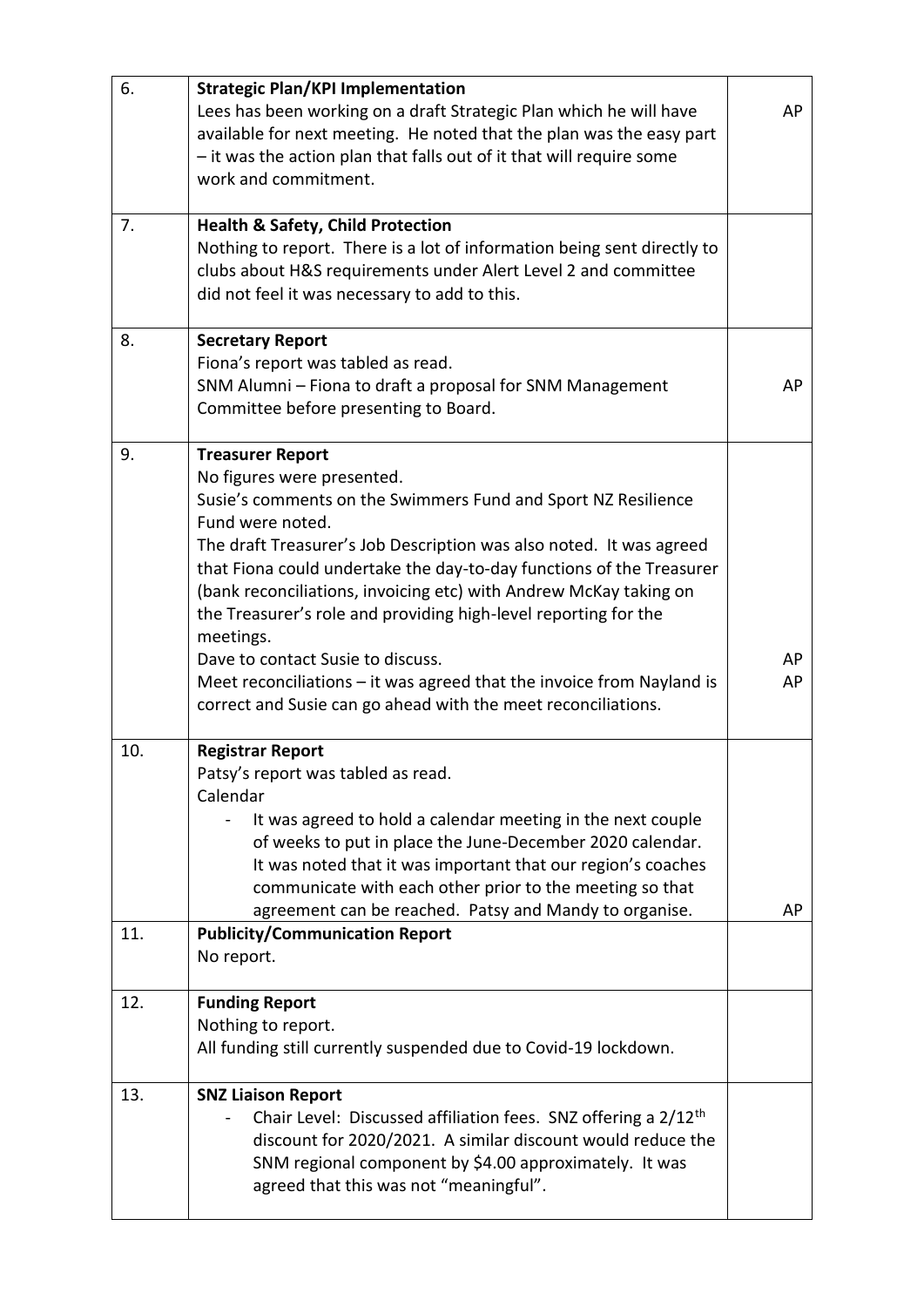| | | |
|---|---|---|
| 6. | **Strategic Plan/KPI Implementation**<br>Lees has been working on a draft Strategic Plan which he will have available for next meeting. He noted that the plan was the easy part – it was the action plan that falls out of it that will require some work and commitment. | AP |
| 7. | **Health & Safety, Child Protection**<br>Nothing to report. There is a lot of information being sent directly to clubs about H&S requirements under Alert Level 2 and committee did not feel it was necessary to add to this. | |
| 8. | **Secretary Report**<br>Fiona's report was tabled as read.<br>SNM Alumni – Fiona to draft a proposal for SNM Management Committee before presenting to Board. | AP |
| 9. | **Treasurer Report**<br>No figures were presented.<br>Susie's comments on the Swimmers Fund and Sport NZ Resilience Fund were noted.<br>The draft Treasurer's Job Description was also noted. It was agreed that Fiona could undertake the day-to-day functions of the Treasurer (bank reconciliations, invoicing etc) with Andrew McKay taking on the Treasurer's role and providing high-level reporting for the meetings.<br>Dave to contact Susie to discuss.<br>Meet reconciliations – it was agreed that the invoice from Nayland is correct and Susie can go ahead with the meet reconciliations. | AP<br>AP |
| 10. | **Registrar Report**<br>Patsy's report was tabled as read.<br>Calendar<br>- It was agreed to hold a calendar meeting in the next couple of weeks to put in place the June-December 2020 calendar. It was noted that it was important that our region's coaches communicate with each other prior to the meeting so that agreement can be reached. Patsy and Mandy to organise. | AP |
| 11. | **Publicity/Communication Report**<br>No report. | |
| 12. | **Funding Report**<br>Nothing to report.<br>All funding still currently suspended due to Covid-19 lockdown. | |
| 13. | **SNZ Liaison Report**<br>- Chair Level: Discussed affiliation fees. SNZ offering a 2/12th discount for 2020/2021. A similar discount would reduce the SNM regional component by $4.00 approximately. It was agreed that this was not "meaningful". | |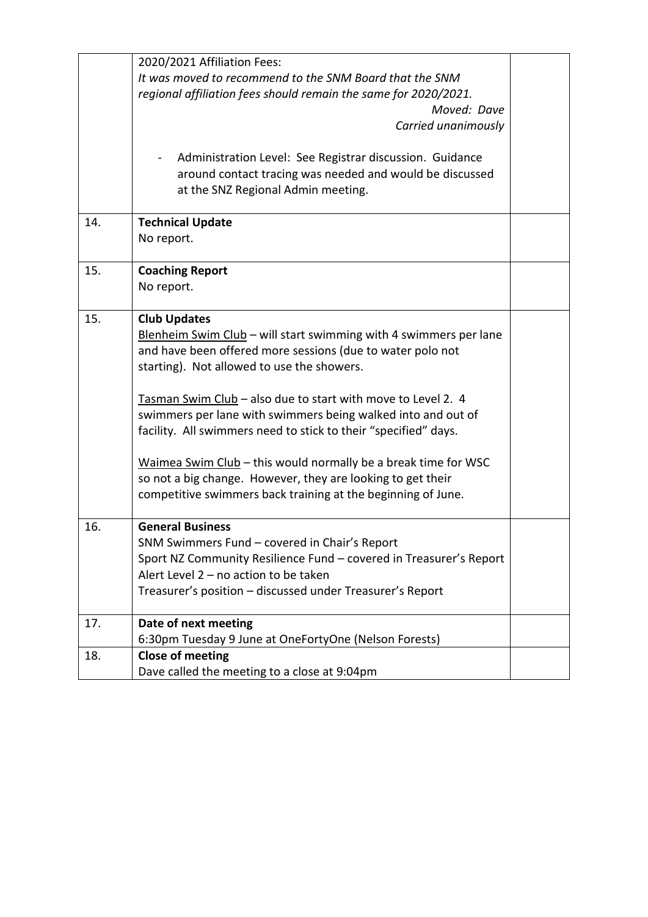| | | |
|---|---|---|
| | 2020/2021 Affiliation Fees:<br>*It was moved to recommend to the SNM Board that the SNM regional affiliation fees should remain the same for 2020/2021.*<br>*Moved: Dave*<br>*Carried unanimously*<br><br>- Administration Level: See Registrar discussion. Guidance around contact tracing was needed and would be discussed at the SNZ Regional Admin meeting. | |
| 14. | **Technical Update**<br>No report. | |
| 15. | **Coaching Report**<br>No report. | |
| 15. | **Club Updates**<br><u>Blenheim Swim Club</u> – will start swimming with 4 swimmers per lane and have been offered more sessions (due to water polo not starting). Not allowed to use the showers.<br><br><u>Tasman Swim Club</u> – also due to start with move to Level 2. 4 swimmers per lane with swimmers being walked into and out of facility. All swimmers need to stick to their "specified" days.<br><br><u>Waimea Swim Club</u> – this would normally be a break time for WSC so not a big change. However, they are looking to get their competitive swimmers back training at the beginning of June. | |
| 16. | **General Business**<br>SNM Swimmers Fund – covered in Chair's Report<br>Sport NZ Community Resilience Fund – covered in Treasurer's Report<br>Alert Level 2 – no action to be taken<br>Treasurer's position – discussed under Treasurer's Report | |
| 17. | **Date of next meeting**<br>6:30pm Tuesday 9 June at OneFortyOne (Nelson Forests) | |
| 18. | **Close of meeting**<br>Dave called the meeting to a close at 9:04pm | |